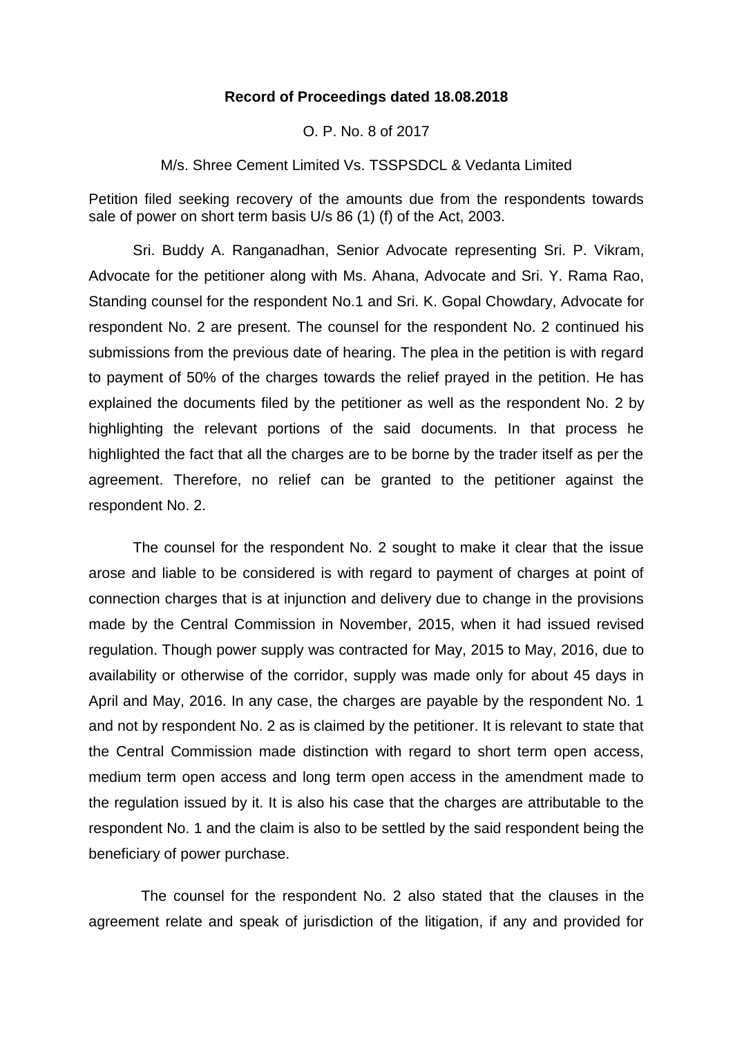**Record of Proceedings dated 18.08.2018**

O. P. No. 8 of 2017

M/s. Shree Cement Limited Vs. TSSPSDCL & Vedanta Limited

Petition filed seeking recovery of the amounts due from the respondents towards sale of power on short term basis U/s 86 (1) (f) of the Act, 2003.

Sri. Buddy A. Ranganadhan, Senior Advocate representing Sri. P. Vikram, Advocate for the petitioner along with Ms. Ahana, Advocate and Sri. Y. Rama Rao, Standing counsel for the respondent No.1 and Sri. K. Gopal Chowdary, Advocate for respondent No. 2 are present. The counsel for the respondent No. 2 continued his submissions from the previous date of hearing. The plea in the petition is with regard to payment of 50% of the charges towards the relief prayed in the petition. He has explained the documents filed by the petitioner as well as the respondent No. 2 by highlighting the relevant portions of the said documents. In that process he highlighted the fact that all the charges are to be borne by the trader itself as per the agreement. Therefore, no relief can be granted to the petitioner against the respondent No. 2.

The counsel for the respondent No. 2 sought to make it clear that the issue arose and liable to be considered is with regard to payment of charges at point of connection charges that is at injunction and delivery due to change in the provisions made by the Central Commission in November, 2015, when it had issued revised regulation. Though power supply was contracted for May, 2015 to May, 2016, due to availability or otherwise of the corridor, supply was made only for about 45 days in April and May, 2016. In any case, the charges are payable by the respondent No. 1 and not by respondent No. 2 as is claimed by the petitioner. It is relevant to state that the Central Commission made distinction with regard to short term open access, medium term open access and long term open access in the amendment made to the regulation issued by it. It is also his case that the charges are attributable to the respondent No. 1 and the claim is also to be settled by the said respondent being the beneficiary of power purchase.

The counsel for the respondent No. 2 also stated that the clauses in the agreement relate and speak of jurisdiction of the litigation, if any and provided for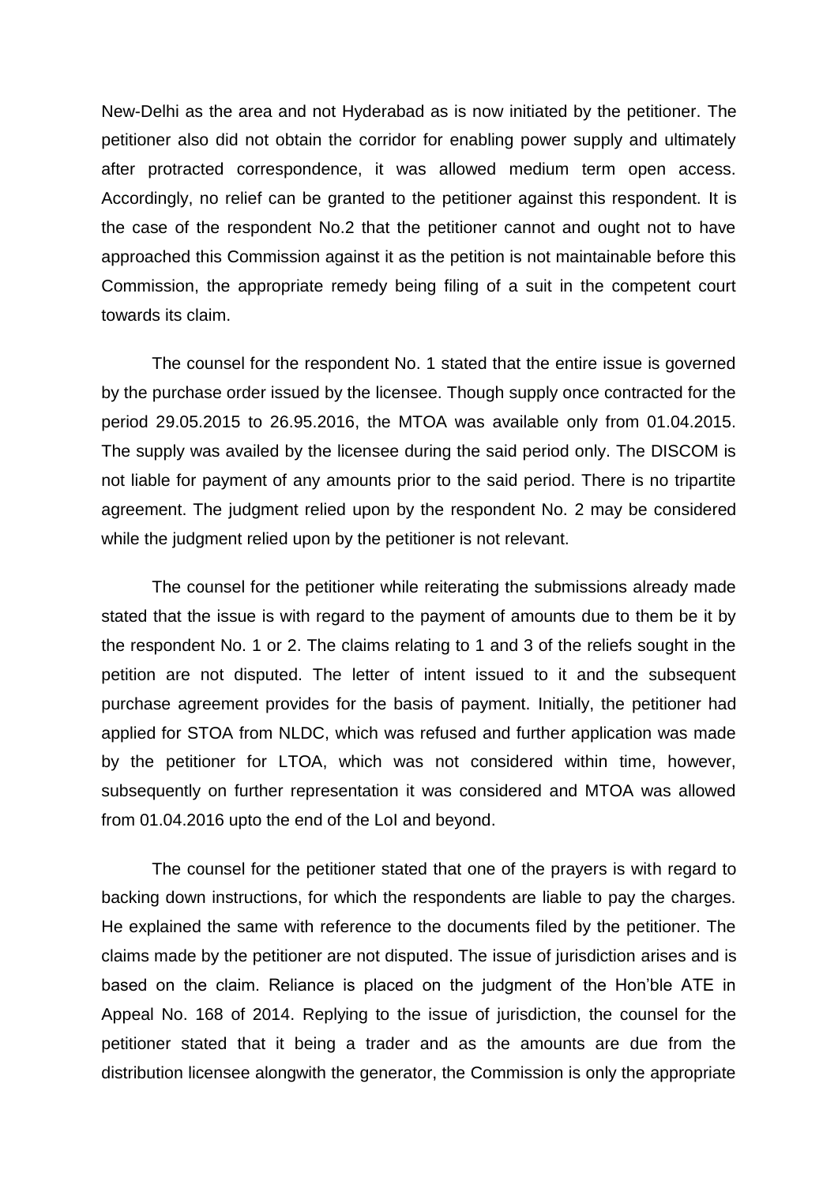New-Delhi as the area and not Hyderabad as is now initiated by the petitioner. The petitioner also did not obtain the corridor for enabling power supply and ultimately after protracted correspondence, it was allowed medium term open access. Accordingly, no relief can be granted to the petitioner against this respondent. It is the case of the respondent No.2 that the petitioner cannot and ought not to have approached this Commission against it as the petition is not maintainable before this Commission, the appropriate remedy being filing of a suit in the competent court towards its claim.

The counsel for the respondent No. 1 stated that the entire issue is governed by the purchase order issued by the licensee. Though supply once contracted for the period 29.05.2015 to 26.95.2016, the MTOA was available only from 01.04.2015. The supply was availed by the licensee during the said period only. The DISCOM is not liable for payment of any amounts prior to the said period. There is no tripartite agreement. The judgment relied upon by the respondent No. 2 may be considered while the judgment relied upon by the petitioner is not relevant.

The counsel for the petitioner while reiterating the submissions already made stated that the issue is with regard to the payment of amounts due to them be it by the respondent No. 1 or 2. The claims relating to 1 and 3 of the reliefs sought in the petition are not disputed. The letter of intent issued to it and the subsequent purchase agreement provides for the basis of payment. Initially, the petitioner had applied for STOA from NLDC, which was refused and further application was made by the petitioner for LTOA, which was not considered within time, however, subsequently on further representation it was considered and MTOA was allowed from 01.04.2016 upto the end of the LoI and beyond.

The counsel for the petitioner stated that one of the prayers is with regard to backing down instructions, for which the respondents are liable to pay the charges. He explained the same with reference to the documents filed by the petitioner. The claims made by the petitioner are not disputed. The issue of jurisdiction arises and is based on the claim. Reliance is placed on the judgment of the Hon'ble ATE in Appeal No. 168 of 2014. Replying to the issue of jurisdiction, the counsel for the petitioner stated that it being a trader and as the amounts are due from the distribution licensee alongwith the generator, the Commission is only the appropriate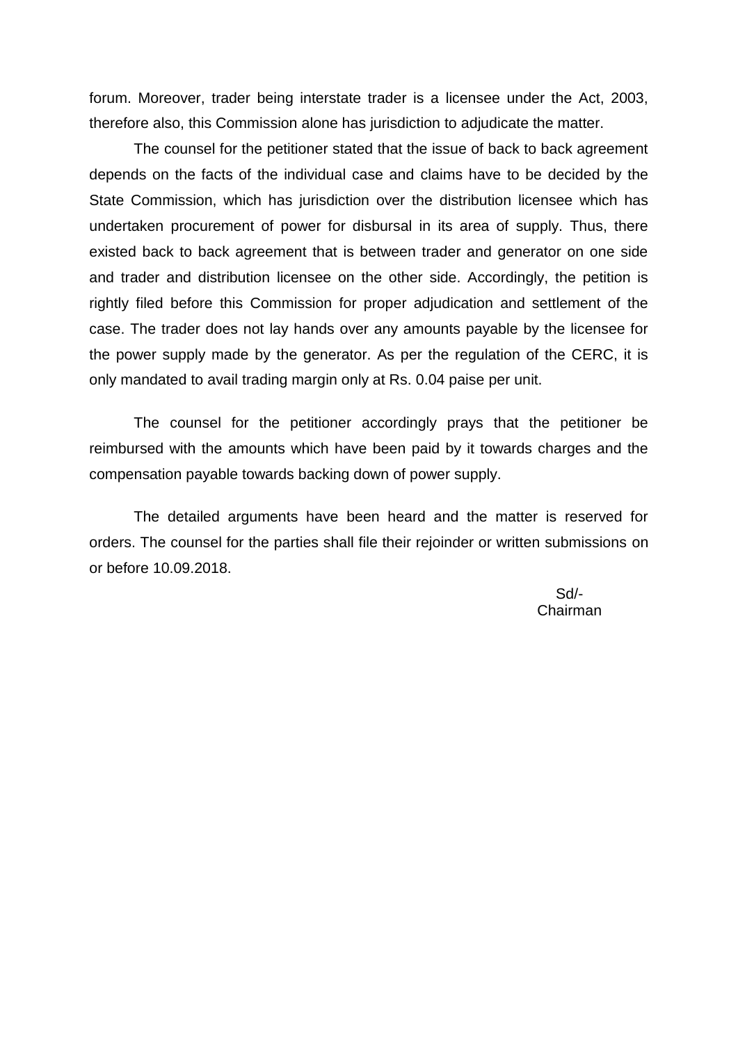forum. Moreover, trader being interstate trader is a licensee under the Act, 2003, therefore also, this Commission alone has jurisdiction to adjudicate the matter.

The counsel for the petitioner stated that the issue of back to back agreement depends on the facts of the individual case and claims have to be decided by the State Commission, which has jurisdiction over the distribution licensee which has undertaken procurement of power for disbursal in its area of supply. Thus, there existed back to back agreement that is between trader and generator on one side and trader and distribution licensee on the other side. Accordingly, the petition is rightly filed before this Commission for proper adjudication and settlement of the case. The trader does not lay hands over any amounts payable by the licensee for the power supply made by the generator. As per the regulation of the CERC, it is only mandated to avail trading margin only at Rs. 0.04 paise per unit.

The counsel for the petitioner accordingly prays that the petitioner be reimbursed with the amounts which have been paid by it towards charges and the compensation payable towards backing down of power supply.

The detailed arguments have been heard and the matter is reserved for orders. The counsel for the parties shall file their rejoinder or written submissions on or before 10.09.2018.

Sd/-
Chairman